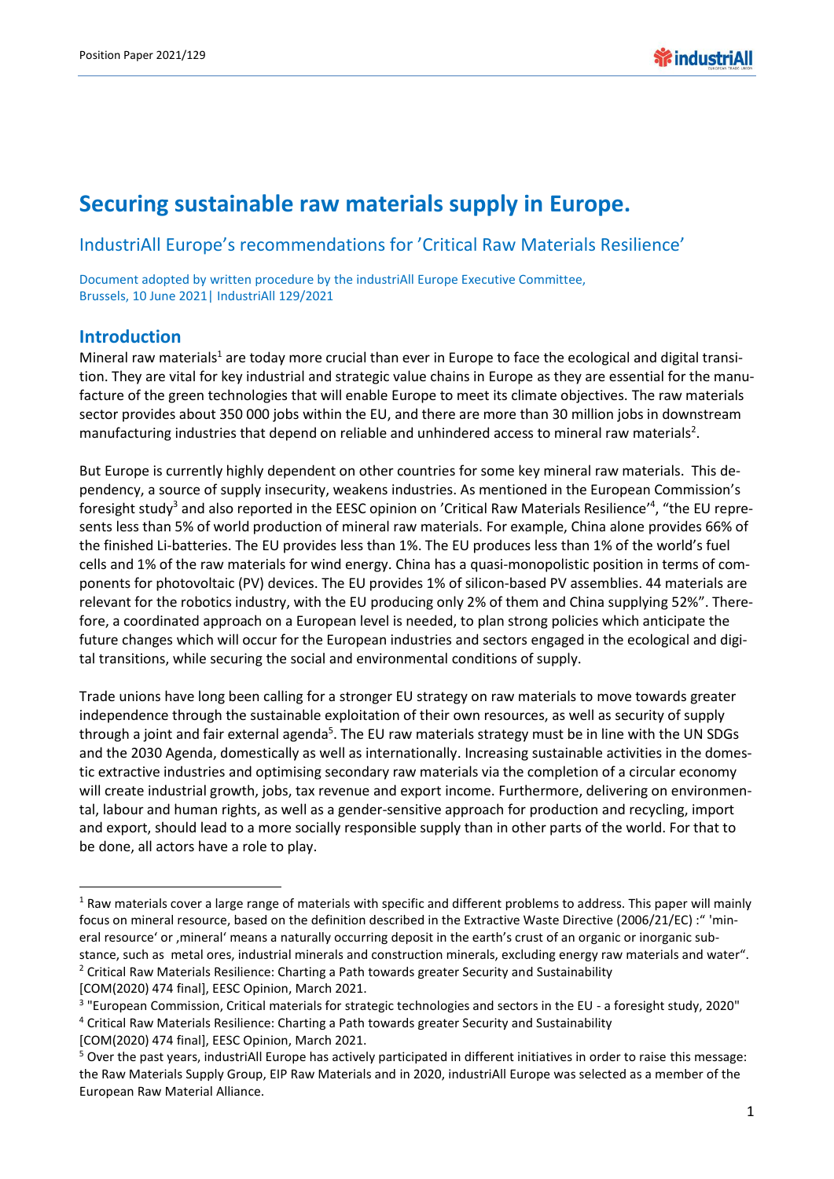# Securing sustainable raw materials supply in Europe.

## IndustriAll Europe's recommendations for 'Critical Raw Materials Resilience'

Document adopted by written procedure by the industriAll Europe Executive Committee, Brussels, 10 June 2021| IndustriAll 129/2021

## Introduction

Mineral raw materials[1] are today more crucial than ever in Europe to face the ecological and digital transition. They are vital for key industrial and strategic value chains in Europe as they are essential for the manufacture of the green technologies that will enable Europe to meet its climate objectives. The raw materials sector provides about 350 000 jobs within the EU, and there are more than 30 million jobs in downstream manufacturing industries that depend on reliable and unhindered access to mineral raw materials[2].

But Europe is currently highly dependent on other countries for some key mineral raw materials. This dependency, a source of supply insecurity, weakens industries. As mentioned in the European Commission's foresight study[3] and also reported in the EESC opinion on 'Critical Raw Materials Resilience'[4], "the EU represents less than 5% of world production of mineral raw materials. For example, China alone provides 66% of the finished Li-batteries. The EU provides less than 1%. The EU produces less than 1% of the world's fuel cells and 1% of the raw materials for wind energy. China has a quasi-monopolistic position in terms of components for photovoltaic (PV) devices. The EU provides 1% of silicon-based PV assemblies. 44 materials are relevant for the robotics industry, with the EU producing only 2% of them and China supplying 52%". Therefore, a coordinated approach on a European level is needed, to plan strong policies which anticipate the future changes which will occur for the European industries and sectors engaged in the ecological and digital transitions, while securing the social and environmental conditions of supply.

Trade unions have long been calling for a stronger EU strategy on raw materials to move towards greater independence through the sustainable exploitation of their own resources, as well as security of supply through a joint and fair external agenda[5]. The EU raw materials strategy must be in line with the UN SDGs and the 2030 Agenda, domestically as well as internationally. Increasing sustainable activities in the domestic extractive industries and optimising secondary raw materials via the completion of a circular economy will create industrial growth, jobs, tax revenue and export income. Furthermore, delivering on environmental, labour and human rights, as well as a gender-sensitive approach for production and recycling, import and export, should lead to a more socially responsible supply than in other parts of the world. For that to be done, all actors have a role to play.

---

[1] Raw materials cover a large range of materials with specific and different problems to address. This paper will mainly focus on mineral resource, based on the definition described in the Extractive Waste Directive (2006/21/EC) :" 'mineral resource' or ‚mineral' means a naturally occurring deposit in the earth's crust of an organic or inorganic substance, such as metal ores, industrial minerals and construction minerals, excluding energy raw materials and water".

[2] Critical Raw Materials Resilience: Charting a Path towards greater Security and Sustainability [COM(2020) 474 final], EESC Opinion, March 2021.

[3] "European Commission, Critical materials for strategic technologies and sectors in the EU - a foresight study, 2020"

[4] Critical Raw Materials Resilience: Charting a Path towards greater Security and Sustainability [COM(2020) 474 final], EESC Opinion, March 2021.

[5] Over the past years, industriAll Europe has actively participated in different initiatives in order to raise this message: the Raw Materials Supply Group, EIP Raw Materials and in 2020, industriAll Europe was selected as a member of the European Raw Material Alliance.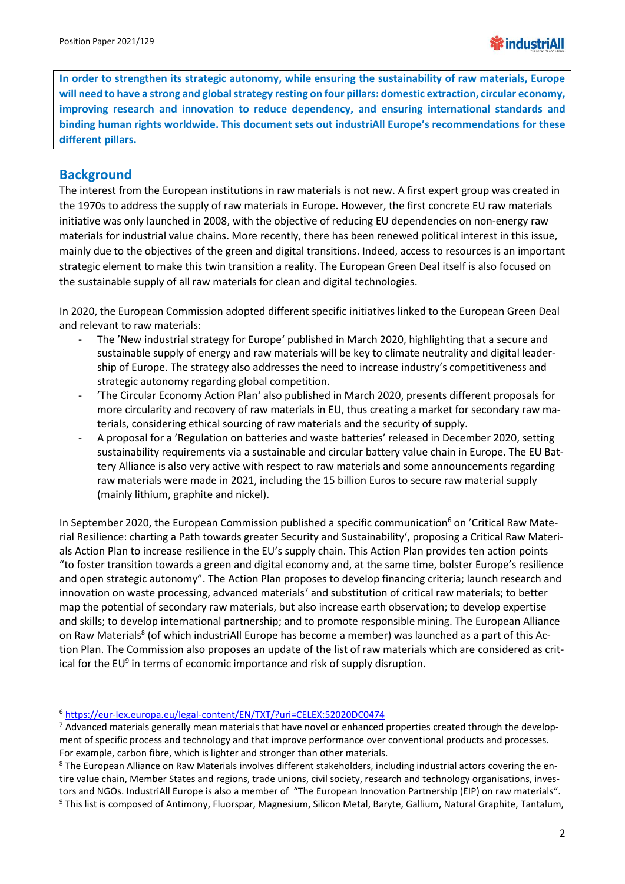**In order to strengthen its strategic autonomy, while ensuring the sustainability of raw materials, Europe will need to have a strong and global strategy resting on four pillars: domestic extraction, circular economy, improving research and innovation to reduce dependency, and ensuring international standards and binding human rights worldwide. This document sets out industriAll Europe's recommendations for these different pillars.**

## Background

The interest from the European institutions in raw materials is not new. A first expert group was created in the 1970s to address the supply of raw materials in Europe. However, the first concrete EU raw materials initiative was only launched in 2008, with the objective of reducing EU dependencies on non-energy raw materials for industrial value chains. More recently, there has been renewed political interest in this issue, mainly due to the objectives of the green and digital transitions. Indeed, access to resources is an important strategic element to make this twin transition a reality. The European Green Deal itself is also focused on the sustainable supply of all raw materials for clean and digital technologies.

In 2020, the European Commission adopted different specific initiatives linked to the European Green Deal and relevant to raw materials:

- The 'New industrial strategy for Europe' published in March 2020, highlighting that a secure and sustainable supply of energy and raw materials will be key to climate neutrality and digital leadership of Europe. The strategy also addresses the need to increase industry's competitiveness and strategic autonomy regarding global competition.
- 'The Circular Economy Action Plan' also published in March 2020, presents different proposals for more circularity and recovery of raw materials in EU, thus creating a market for secondary raw materials, considering ethical sourcing of raw materials and the security of supply.
- A proposal for a 'Regulation on batteries and waste batteries' released in December 2020, setting sustainability requirements via a sustainable and circular battery value chain in Europe. The EU Battery Alliance is also very active with respect to raw materials and some announcements regarding raw materials were made in 2021, including the 15 billion Euros to secure raw material supply (mainly lithium, graphite and nickel).

In September 2020, the European Commission published a specific communication[6] on 'Critical Raw Material Resilience: charting a Path towards greater Security and Sustainability', proposing a Critical Raw Materials Action Plan to increase resilience in the EU's supply chain. This Action Plan provides ten action points "to foster transition towards a green and digital economy and, at the same time, bolster Europe's resilience and open strategic autonomy". The Action Plan proposes to develop financing criteria; launch research and innovation on waste processing, advanced materials[7] and substitution of critical raw materials; to better map the potential of secondary raw materials, but also increase earth observation; to develop expertise and skills; to develop international partnership; and to promote responsible mining. The European Alliance on Raw Materials[8] (of which industriAll Europe has become a member) was launched as a part of this Action Plan. The Commission also proposes an update of the list of raw materials which are considered as critical for the EU[9] in terms of economic importance and risk of supply disruption.

---

[6] https://eur-lex.europa.eu/legal-content/EN/TXT/?uri=CELEX:52020DC0474

[7] Advanced materials generally mean materials that have novel or enhanced properties created through the development of specific process and technology and that improve performance over conventional products and processes. For example, carbon fibre, which is lighter and stronger than other materials.

[8] The European Alliance on Raw Materials involves different stakeholders, including industrial actors covering the entire value chain, Member States and regions, trade unions, civil society, research and technology organisations, investors and NGOs. IndustriAll Europe is also a member of "The European Innovation Partnership (EIP) on raw materials".

[9] This list is composed of Antimony, Fluorspar, Magnesium, Silicon Metal, Baryte, Gallium, Natural Graphite, Tantalum,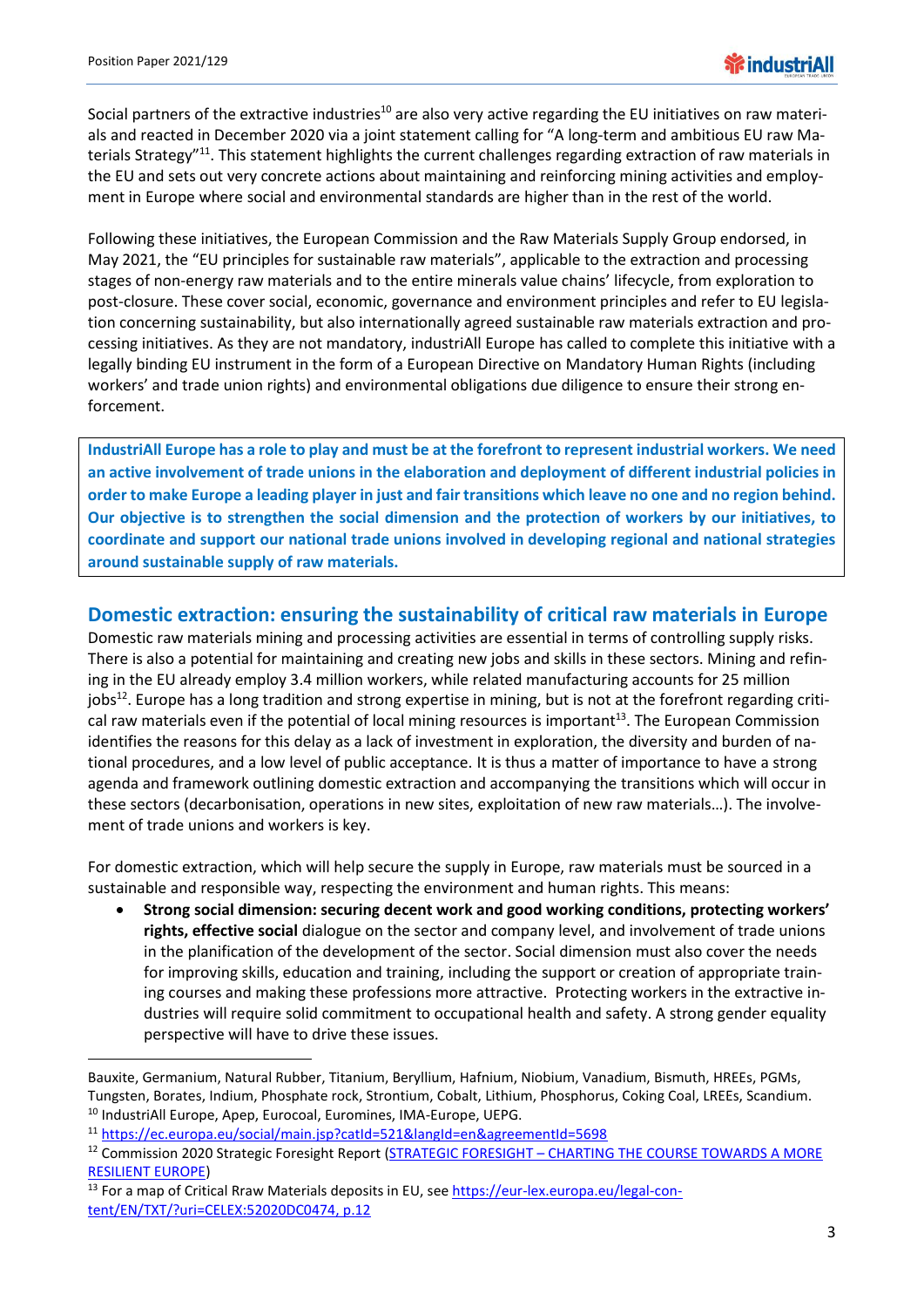Social partners of the extractive industries[10] are also very active regarding the EU initiatives on raw materials and reacted in December 2020 via a joint statement calling for "A long-term and ambitious EU raw Materials Strategy"[11]. This statement highlights the current challenges regarding extraction of raw materials in the EU and sets out very concrete actions about maintaining and reinforcing mining activities and employment in Europe where social and environmental standards are higher than in the rest of the world.

Following these initiatives, the European Commission and the Raw Materials Supply Group endorsed, in May 2021, the "EU principles for sustainable raw materials", applicable to the extraction and processing stages of non-energy raw materials and to the entire minerals value chains' lifecycle, from exploration to post-closure. These cover social, economic, governance and environment principles and refer to EU legislation concerning sustainability, but also internationally agreed sustainable raw materials extraction and processing initiatives. As they are not mandatory, industriAll Europe has called to complete this initiative with a legally binding EU instrument in the form of a European Directive on Mandatory Human Rights (including workers' and trade union rights) and environmental obligations due diligence to ensure their strong enforcement.

**IndustriAll Europe has a role to play and must be at the forefront to represent industrial workers. We need an active involvement of trade unions in the elaboration and deployment of different industrial policies in order to make Europe a leading player in just and fair transitions which leave no one and no region behind. Our objective is to strengthen the social dimension and the protection of workers by our initiatives, to coordinate and support our national trade unions involved in developing regional and national strategies around sustainable supply of raw materials.**

## Domestic extraction: ensuring the sustainability of critical raw materials in Europe

Domestic raw materials mining and processing activities are essential in terms of controlling supply risks. There is also a potential for maintaining and creating new jobs and skills in these sectors. Mining and refining in the EU already employ 3.4 million workers, while related manufacturing accounts for 25 million jobs[12]. Europe has a long tradition and strong expertise in mining, but is not at the forefront regarding critical raw materials even if the potential of local mining resources is important[13]. The European Commission identifies the reasons for this delay as a lack of investment in exploration, the diversity and burden of national procedures, and a low level of public acceptance. It is thus a matter of importance to have a strong agenda and framework outlining domestic extraction and accompanying the transitions which will occur in these sectors (decarbonisation, operations in new sites, exploitation of new raw materials…). The involvement of trade unions and workers is key.

For domestic extraction, which will help secure the supply in Europe, raw materials must be sourced in a sustainable and responsible way, respecting the environment and human rights. This means:

- **Strong social dimension: securing decent work and good working conditions, protecting workers' rights, effective social** dialogue on the sector and company level, and involvement of trade unions in the planification of the development of the sector. Social dimension must also cover the needs for improving skills, education and training, including the support or creation of appropriate training courses and making these professions more attractive. Protecting workers in the extractive industries will require solid commitment to occupational health and safety. A strong gender equality perspective will have to drive these issues.

---

Bauxite, Germanium, Natural Rubber, Titanium, Beryllium, Hafnium, Niobium, Vanadium, Bismuth, HREEs, PGMs, Tungsten, Borates, Indium, Phosphate rock, Strontium, Cobalt, Lithium, Phosphorus, Coking Coal, LREEs, Scandium.

[10] IndustriAll Europe, Apep, Eurocoal, Euromines, IMA-Europe, UEPG.

[11] https://ec.europa.eu/social/main.jsp?catId=521&langId=en&agreementId=5698

[12] Commission 2020 Strategic Foresight Report (STRATEGIC FORESIGHT – CHARTING THE COURSE TOWARDS A MORE RESILIENT EUROPE)

[13] For a map of Critical Rraw Materials deposits in EU, see https://eur-lex.europa.eu/legal-content/EN/TXT/?uri=CELEX:52020DC0474, p.12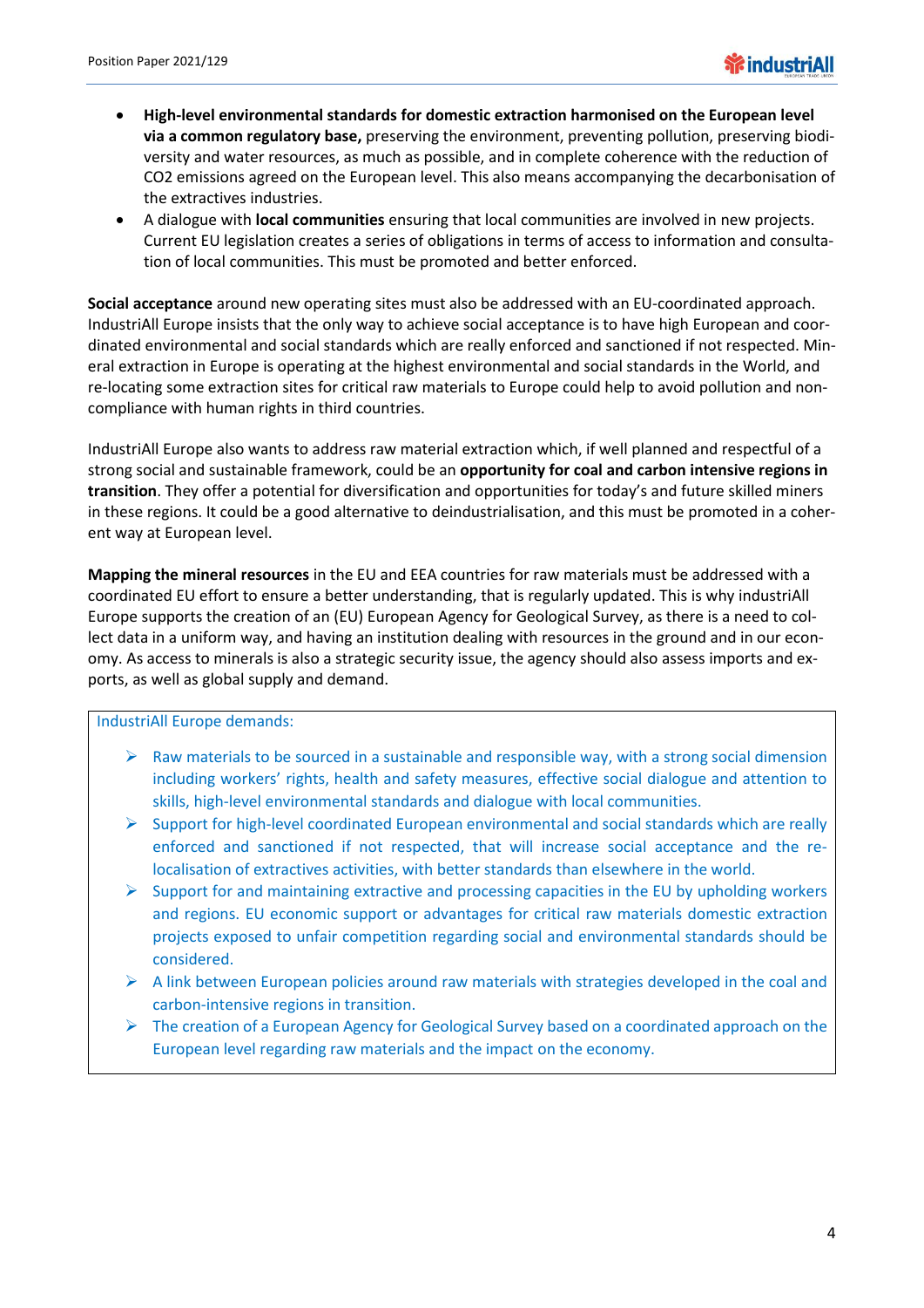- **High-level environmental standards for domestic extraction harmonised on the European level via a common regulatory base,** preserving the environment, preventing pollution, preserving biodiversity and water resources, as much as possible, and in complete coherence with the reduction of CO2 emissions agreed on the European level. This also means accompanying the decarbonisation of the extractives industries.
- A dialogue with **local communities** ensuring that local communities are involved in new projects. Current EU legislation creates a series of obligations in terms of access to information and consultation of local communities. This must be promoted and better enforced.

**Social acceptance** around new operating sites must also be addressed with an EU-coordinated approach. IndustriAll Europe insists that the only way to achieve social acceptance is to have high European and coordinated environmental and social standards which are really enforced and sanctioned if not respected. Mineral extraction in Europe is operating at the highest environmental and social standards in the World, and re-locating some extraction sites for critical raw materials to Europe could help to avoid pollution and non-compliance with human rights in third countries.

IndustriAll Europe also wants to address raw material extraction which, if well planned and respectful of a strong social and sustainable framework, could be an **opportunity for coal and carbon intensive regions in transition**. They offer a potential for diversification and opportunities for today's and future skilled miners in these regions. It could be a good alternative to deindustrialisation, and this must be promoted in a coherent way at European level.

**Mapping the mineral resources** in the EU and EEA countries for raw materials must be addressed with a coordinated EU effort to ensure a better understanding, that is regularly updated. This is why industriAll Europe supports the creation of an (EU) European Agency for Geological Survey, as there is a need to collect data in a uniform way, and having an institution dealing with resources in the ground and in our economy. As access to minerals is also a strategic security issue, the agency should also assess imports and exports, as well as global supply and demand.

IndustriAll Europe demands:

- Raw materials to be sourced in a sustainable and responsible way, with a strong social dimension including workers' rights, health and safety measures, effective social dialogue and attention to skills, high-level environmental standards and dialogue with local communities.
- Support for high-level coordinated European environmental and social standards which are really enforced and sanctioned if not respected, that will increase social acceptance and the re-localisation of extractives activities, with better standards than elsewhere in the world.
- Support for and maintaining extractive and processing capacities in the EU by upholding workers and regions. EU economic support or advantages for critical raw materials domestic extraction projects exposed to unfair competition regarding social and environmental standards should be considered.
- A link between European policies around raw materials with strategies developed in the coal and carbon-intensive regions in transition.
- The creation of a European Agency for Geological Survey based on a coordinated approach on the European level regarding raw materials and the impact on the economy.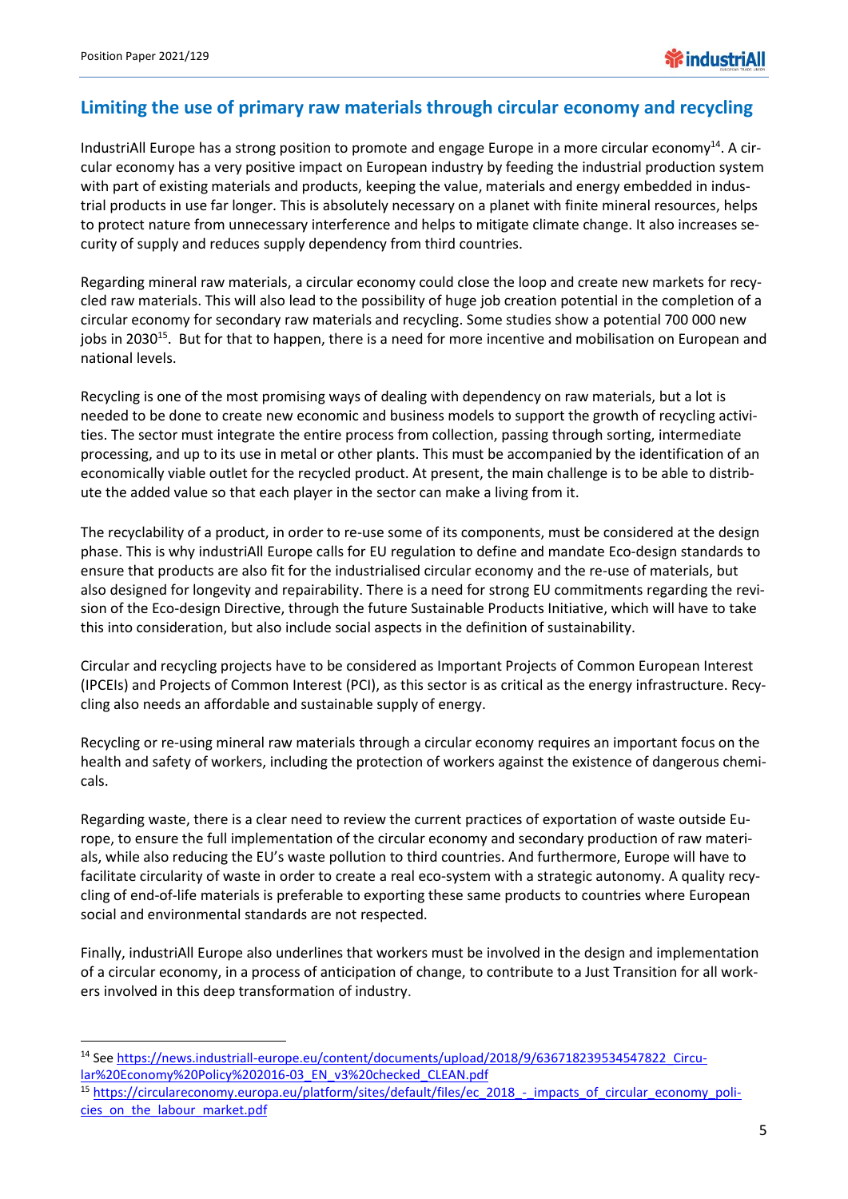## Limiting the use of primary raw materials through circular economy and recycling

IndustriAll Europe has a strong position to promote and engage Europe in a more circular economy[14]. A circular economy has a very positive impact on European industry by feeding the industrial production system with part of existing materials and products, keeping the value, materials and energy embedded in industrial products in use far longer. This is absolutely necessary on a planet with finite mineral resources, helps to protect nature from unnecessary interference and helps to mitigate climate change. It also increases security of supply and reduces supply dependency from third countries.

Regarding mineral raw materials, a circular economy could close the loop and create new markets for recycled raw materials. This will also lead to the possibility of huge job creation potential in the completion of a circular economy for secondary raw materials and recycling. Some studies show a potential 700 000 new jobs in 2030[15]. But for that to happen, there is a need for more incentive and mobilisation on European and national levels.

Recycling is one of the most promising ways of dealing with dependency on raw materials, but a lot is needed to be done to create new economic and business models to support the growth of recycling activities. The sector must integrate the entire process from collection, passing through sorting, intermediate processing, and up to its use in metal or other plants. This must be accompanied by the identification of an economically viable outlet for the recycled product. At present, the main challenge is to be able to distribute the added value so that each player in the sector can make a living from it.

The recyclability of a product, in order to re-use some of its components, must be considered at the design phase. This is why industriAll Europe calls for EU regulation to define and mandate Eco-design standards to ensure that products are also fit for the industrialised circular economy and the re-use of materials, but also designed for longevity and repairability. There is a need for strong EU commitments regarding the revision of the Eco-design Directive, through the future Sustainable Products Initiative, which will have to take this into consideration, but also include social aspects in the definition of sustainability.

Circular and recycling projects have to be considered as Important Projects of Common European Interest (IPCEIs) and Projects of Common Interest (PCI), as this sector is as critical as the energy infrastructure. Recycling also needs an affordable and sustainable supply of energy.

Recycling or re-using mineral raw materials through a circular economy requires an important focus on the health and safety of workers, including the protection of workers against the existence of dangerous chemicals.

Regarding waste, there is a clear need to review the current practices of exportation of waste outside Europe, to ensure the full implementation of the circular economy and secondary production of raw materials, while also reducing the EU's waste pollution to third countries. And furthermore, Europe will have to facilitate circularity of waste in order to create a real eco-system with a strategic autonomy. A quality recycling of end-of-life materials is preferable to exporting these same products to countries where European social and environmental standards are not respected.

Finally, industriAll Europe also underlines that workers must be involved in the design and implementation of a circular economy, in a process of anticipation of change, to contribute to a Just Transition for all workers involved in this deep transformation of industry.

---

[14] See https://news.industriall-europe.eu/content/documents/upload/2018/9/636718239534547822_Circular%20Economy%20Policy%202016-03_EN_v3%20checked_CLEAN.pdf

[15] https://circulareconomy.europa.eu/platform/sites/default/files/ec_2018_-_impacts_of_circular_economy_policies_on_the_labour_market.pdf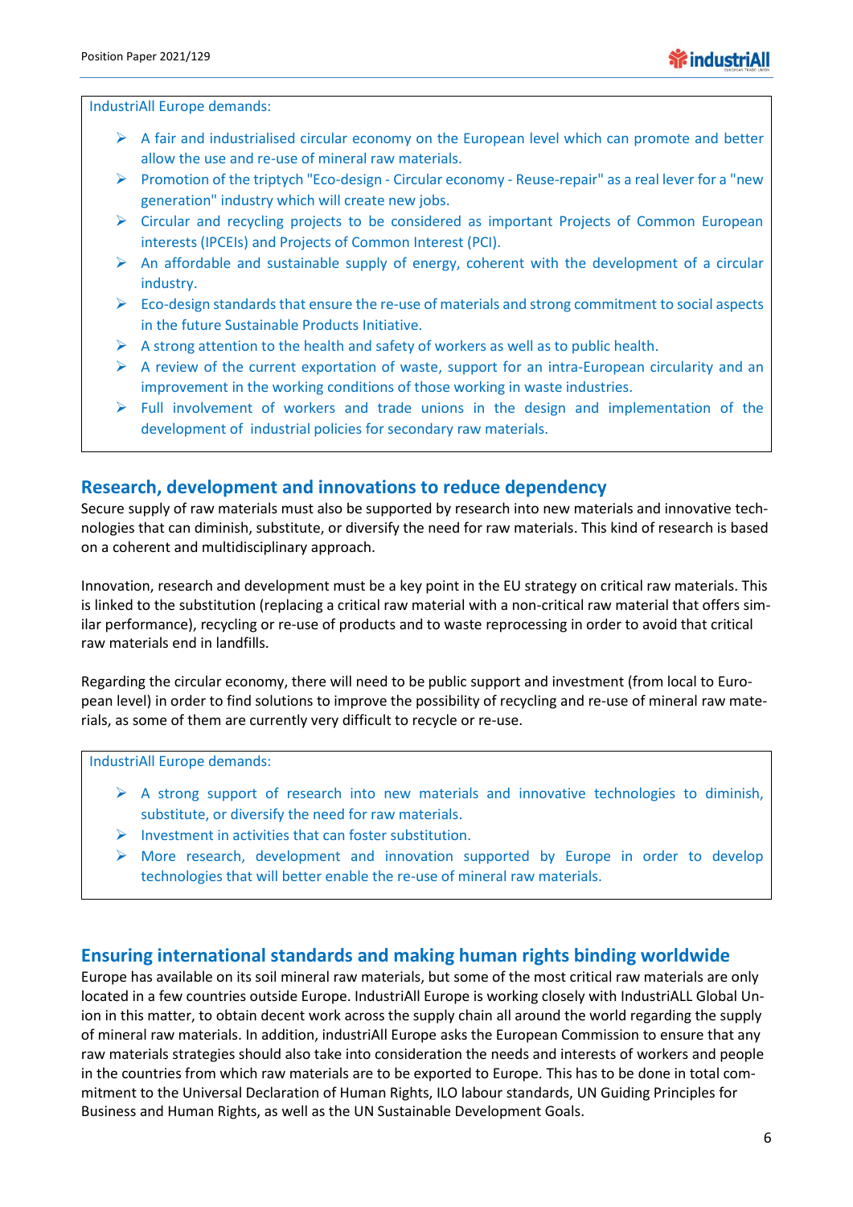IndustriAll Europe demands:

- A fair and industrialised circular economy on the European level which can promote and better allow the use and re-use of mineral raw materials.
- Promotion of the triptych "Eco-design - Circular economy - Reuse-repair" as a real lever for a "new generation" industry which will create new jobs.
- Circular and recycling projects to be considered as important Projects of Common European interests (IPCEIs) and Projects of Common Interest (PCI).
- An affordable and sustainable supply of energy, coherent with the development of a circular industry.
- Eco-design standards that ensure the re-use of materials and strong commitment to social aspects in the future Sustainable Products Initiative.
- A strong attention to the health and safety of workers as well as to public health.
- A review of the current exportation of waste, support for an intra-European circularity and an improvement in the working conditions of those working in waste industries.
- Full involvement of workers and trade unions in the design and implementation of the development of industrial policies for secondary raw materials.

## Research, development and innovations to reduce dependency

Secure supply of raw materials must also be supported by research into new materials and innovative technologies that can diminish, substitute, or diversify the need for raw materials. This kind of research is based on a coherent and multidisciplinary approach.

Innovation, research and development must be a key point in the EU strategy on critical raw materials. This is linked to the substitution (replacing a critical raw material with a non-critical raw material that offers similar performance), recycling or re-use of products and to waste reprocessing in order to avoid that critical raw materials end in landfills.

Regarding the circular economy, there will need to be public support and investment (from local to European level) in order to find solutions to improve the possibility of recycling and re-use of mineral raw materials, as some of them are currently very difficult to recycle or re-use.

IndustriAll Europe demands:

- A strong support of research into new materials and innovative technologies to diminish, substitute, or diversify the need for raw materials.
- Investment in activities that can foster substitution.
- More research, development and innovation supported by Europe in order to develop technologies that will better enable the re-use of mineral raw materials.

## Ensuring international standards and making human rights binding worldwide

Europe has available on its soil mineral raw materials, but some of the most critical raw materials are only located in a few countries outside Europe. IndustriAll Europe is working closely with IndustriALL Global Union in this matter, to obtain decent work across the supply chain all around the world regarding the supply of mineral raw materials. In addition, industriAll Europe asks the European Commission to ensure that any raw materials strategies should also take into consideration the needs and interests of workers and people in the countries from which raw materials are to be exported to Europe. This has to be done in total commitment to the Universal Declaration of Human Rights, ILO labour standards, UN Guiding Principles for Business and Human Rights, as well as the UN Sustainable Development Goals.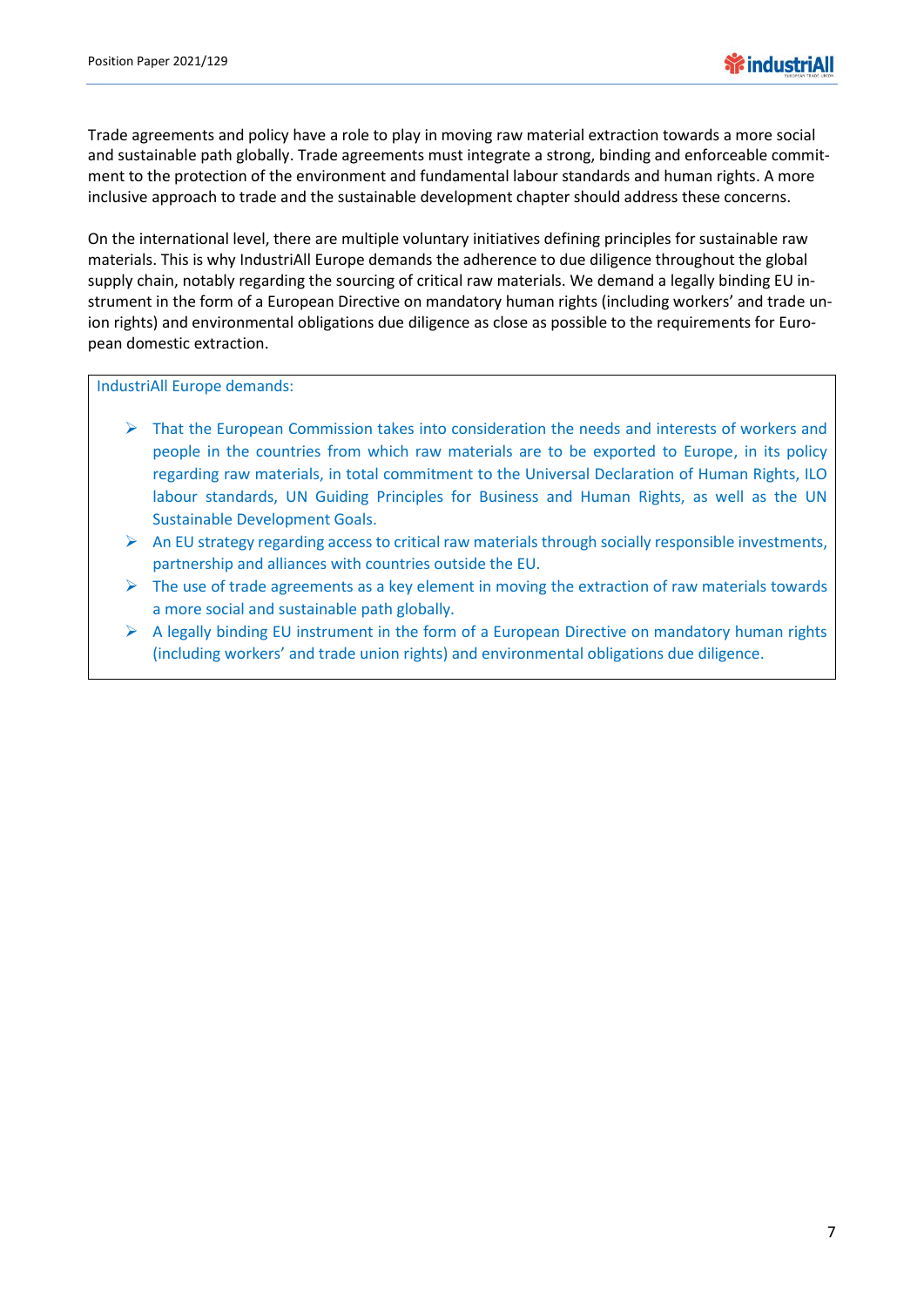Trade agreements and policy have a role to play in moving raw material extraction towards a more social and sustainable path globally. Trade agreements must integrate a strong, binding and enforceable commitment to the protection of the environment and fundamental labour standards and human rights. A more inclusive approach to trade and the sustainable development chapter should address these concerns.

On the international level, there are multiple voluntary initiatives defining principles for sustainable raw materials. This is why IndustriAll Europe demands the adherence to due diligence throughout the global supply chain, notably regarding the sourcing of critical raw materials. We demand a legally binding EU instrument in the form of a European Directive on mandatory human rights (including workers' and trade union rights) and environmental obligations due diligence as close as possible to the requirements for European domestic extraction.

IndustriAll Europe demands:

- That the European Commission takes into consideration the needs and interests of workers and people in the countries from which raw materials are to be exported to Europe, in its policy regarding raw materials, in total commitment to the Universal Declaration of Human Rights, ILO labour standards, UN Guiding Principles for Business and Human Rights, as well as the UN Sustainable Development Goals.
- An EU strategy regarding access to critical raw materials through socially responsible investments, partnership and alliances with countries outside the EU.
- The use of trade agreements as a key element in moving the extraction of raw materials towards a more social and sustainable path globally.
- A legally binding EU instrument in the form of a European Directive on mandatory human rights (including workers' and trade union rights) and environmental obligations due diligence.